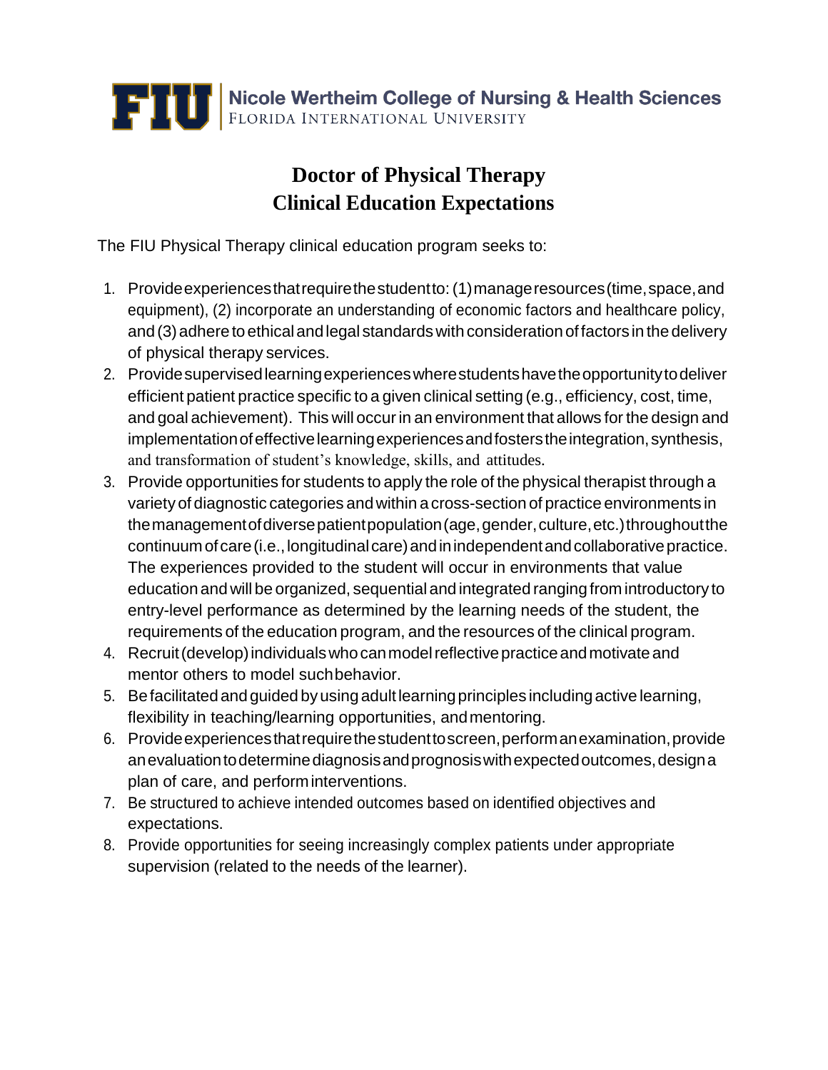Nicole Wertheim College of Nursing & Health Sciences
FLORIDA INTERNATIONAL UNIVERSITY

# Doctor of Physical Therapy
# Clinical Education Expectations

The FIU Physical Therapy clinical education program seeks to:

1. Provide experiences that require the student to: (1) manage resources (time, space, and equipment), (2) incorporate an understanding of economic factors and healthcare policy, and (3) adhere to ethical and legal standards with consideration of factors in the delivery of physical therapy services.
2. Provide supervised learning experiences where students have the opportunity to deliver efficient patient practice specific to a given clinical setting (e.g., efficiency, cost, time, and goal achievement). This will occur in an environment that allows for the design and implementation of effective learning experiences and fosters the integration, synthesis, and transformation of student's knowledge, skills, and attitudes.
3. Provide opportunities for students to apply the role of the physical therapist through a variety of diagnostic categories and within a cross-section of practice environments in the management of diverse patient population (age, gender, culture, etc.) throughout the continuum of care (i.e., longitudinal care) and in independent and collaborative practice. The experiences provided to the student will occur in environments that value education and will be organized, sequential and integrated ranging from introductory to entry-level performance as determined by the learning needs of the student, the requirements of the education program, and the resources of the clinical program.
4. Recruit (develop) individuals who can model reflective practice and motivate and mentor others to model such behavior.
5. Be facilitated and guided by using adult learning principles including active learning, flexibility in teaching/learning opportunities, and mentoring.
6. Provide experiences that require the student to screen, perform an examination, provide an evaluation to determine diagnosis and prognosis with expected outcomes, design a plan of care, and perform interventions.
7. Be structured to achieve intended outcomes based on identified objectives and expectations.
8. Provide opportunities for seeing increasingly complex patients under appropriate supervision (related to the needs of the learner).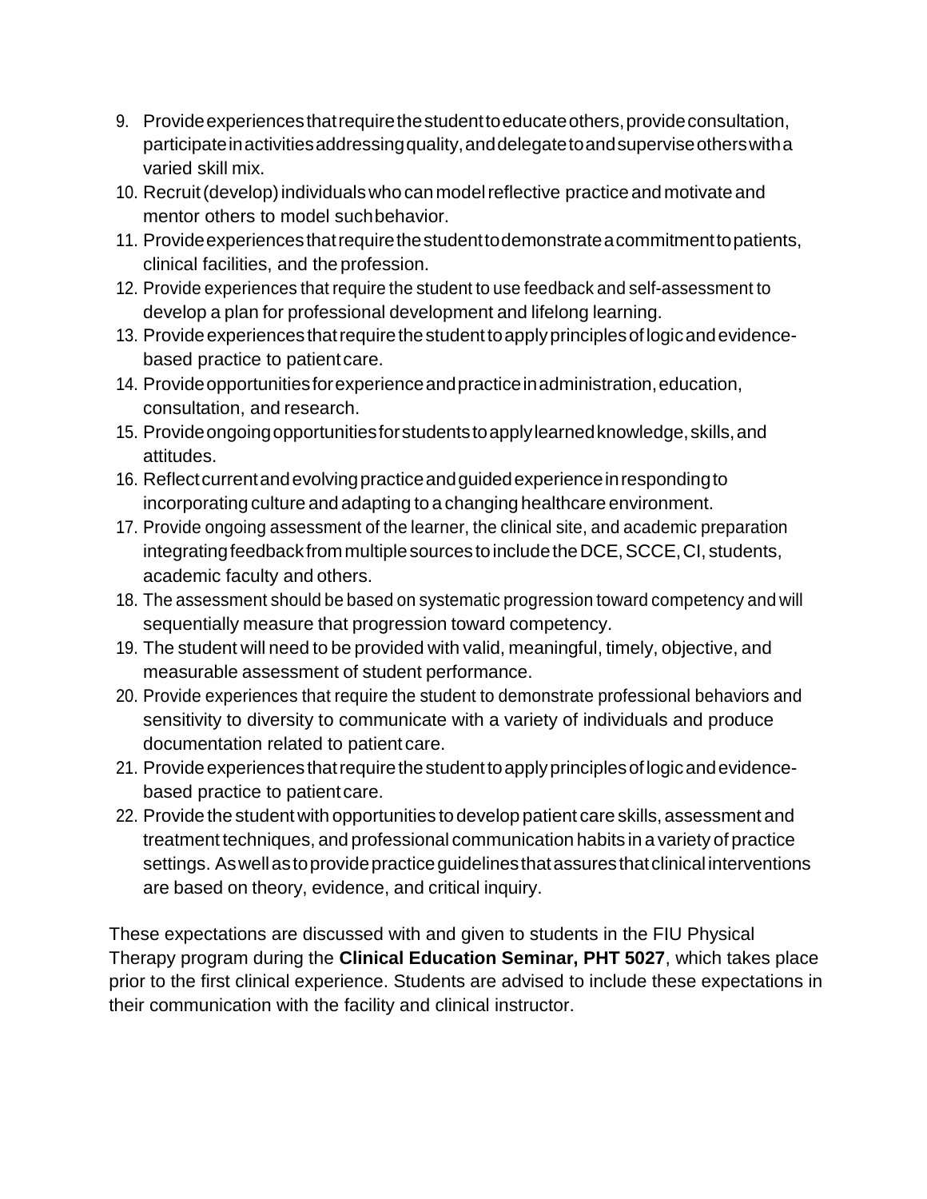9. Provide experiences that require the student to educate others, provide consultation, participate in activities addressing quality, and delegate to and supervise others with a varied skill mix.
10. Recruit (develop) individuals who can model reflective practice and motivate and mentor others to model such behavior.
11. Provide experiences that require the student to demonstrate a commitment to patients, clinical facilities, and the profession.
12. Provide experiences that require the student to use feedback and self-assessment to develop a plan for professional development and lifelong learning.
13. Provide experiences that require the student to apply principles of logic and evidence-based practice to patient care.
14. Provide opportunities for experience and practice in administration, education, consultation, and research.
15. Provide ongoing opportunities for students to apply learned knowledge, skills, and attitudes.
16. Reflect current and evolving practice and guided experience in responding to incorporating culture and adapting to a changing healthcare environment.
17. Provide ongoing assessment of the learner, the clinical site, and academic preparation integrating feedback from multiple sources to include the DCE, SCCE, CI, students, academic faculty and others.
18. The assessment should be based on systematic progression toward competency and will sequentially measure that progression toward competency.
19. The student will need to be provided with valid, meaningful, timely, objective, and measurable assessment of student performance.
20. Provide experiences that require the student to demonstrate professional behaviors and sensitivity to diversity to communicate with a variety of individuals and produce documentation related to patient care.
21. Provide experiences that require the student to apply principles of logic and evidence-based practice to patient care.
22. Provide the student with opportunities to develop patient care skills, assessment and treatment techniques, and professional communication habits in a variety of practice settings. As well as to provide practice guidelines that assures that clinical interventions are based on theory, evidence, and critical inquiry.

These expectations are discussed with and given to students in the FIU Physical Therapy program during the **Clinical Education Seminar, PHT 5027**, which takes place prior to the first clinical experience. Students are advised to include these expectations in their communication with the facility and clinical instructor.